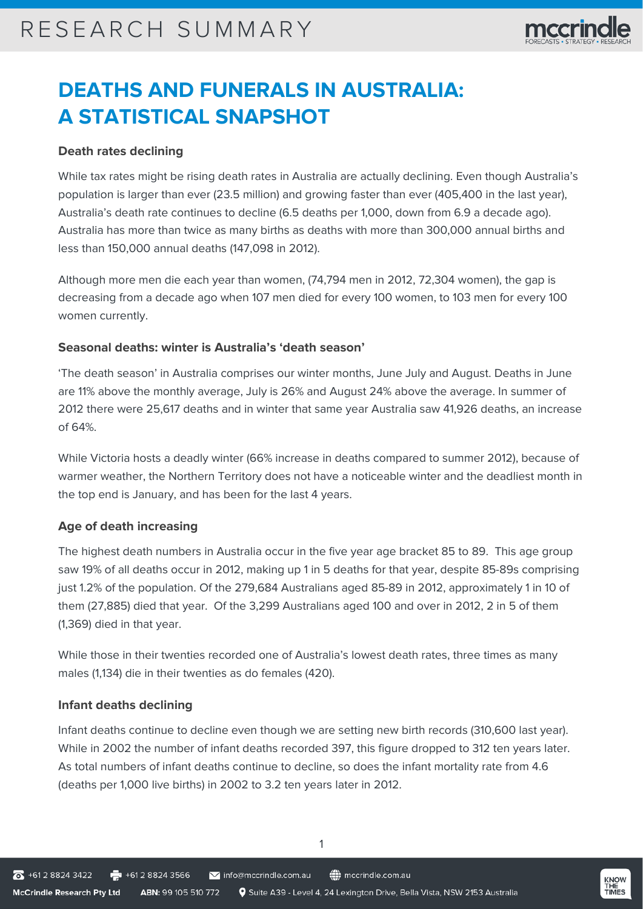# DEATHS AND FUNERALS IN AUSTRALIA: A STATISTICAL SNAPSHOT

### Death rates declining

While tax rates might be rising death rates in Australia are actually declining. Even though Australia's population is larger than ever (23.5 million) and growing faster than ever (405,400 in the last year), Australia's death rate continues to decline (6.5 deaths per 1,000, down from 6.9 a decade ago). Australia has more than twice as many births as deaths with more than 300,000 annual births and less than 150,000 annual deaths (147,098 in 2012).

Although more men die each year than women, (74,794 men in 2012, 72,304 women), the gap is decreasing from a decade ago when 107 men died for every 100 women, to 103 men for every 100 women currently.

### Seasonal deaths: winter is Australia's 'death season'

'The death season' in Australia comprises our winter months, June July and August. Deaths in June are 11% above the monthly average, July is 26% and August 24% above the average. In summer of 2012 there were 25,617 deaths and in winter that same year Australia saw 41,926 deaths, an increase of 64%.

While Victoria hosts a deadly winter (66% increase in deaths compared to summer 2012), because of warmer weather, the Northern Territory does not have a noticeable winter and the deadliest month in the top end is January, and has been for the last 4 years.

### Age of death increasing

The highest death numbers in Australia occur in the five year age bracket 85 to 89. This age group saw 19% of all deaths occur in 2012, making up 1 in 5 deaths for that year, despite 85-89s comprising just 1.2% of the population. Of the 279,684 Australians aged 85-89 in 2012, approximately 1 in 10 of them (27,885) died that year. Of the 3,299 Australians aged 100 and over in 2012, 2 in 5 of them (1,369) died in that year.

While those in their twenties recorded one of Australia's lowest death rates, three times as many males (1,134) die in their twenties as do females (420).

### Infant deaths declining

Infant deaths continue to decline even though we are setting new birth records (310,600 last year). While in 2002 the number of infant deaths recorded 397, this figure dropped to 312 ten years later. As total numbers of infant deaths continue to decline, so does the infant mortality rate from 4.6 (deaths per 1,000 live births) in 2002 to 3.2 ten years later in 2012.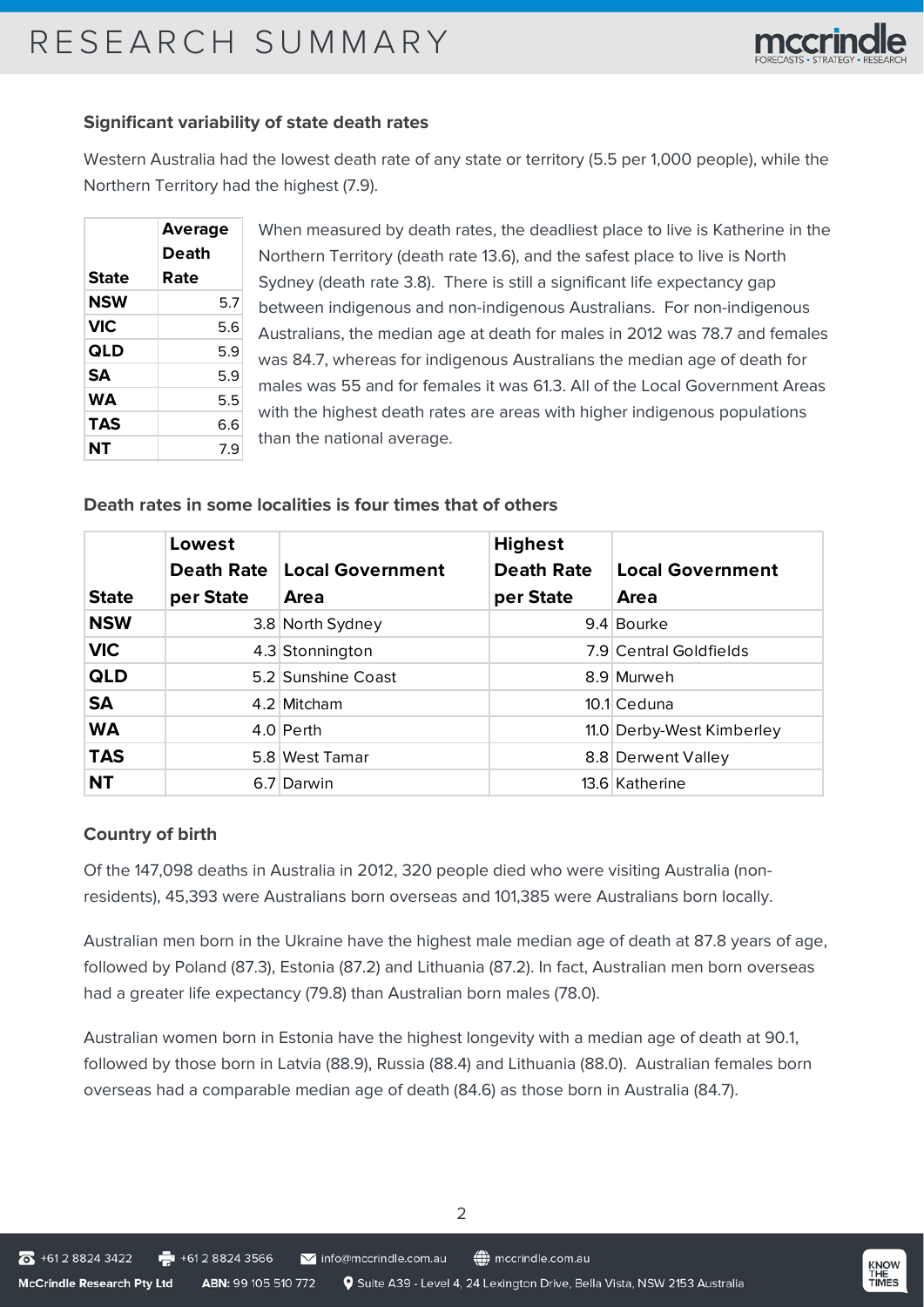### Significant variability of state death rates

Western Australia had the lowest death rate of any state or territory (5.5 per 1,000 people), while the Northern Territory had the highest (7.9).

| State | Average Death Rate |
|---|---|
| NSW | 5.7 |
| VIC | 5.6 |
| QLD | 5.9 |
| SA | 5.9 |
| WA | 5.5 |
| TAS | 6.6 |
| NT | 7.9 |

When measured by death rates, the deadliest place to live is Katherine in the Northern Territory (death rate 13.6), and the safest place to live is North Sydney (death rate 3.8). There is still a significant life expectancy gap between indigenous and non-indigenous Australians. For non-indigenous Australians, the median age at death for males in 2012 was 78.7 and females was 84.7, whereas for indigenous Australians the median age of death for males was 55 and for females it was 61.3. All of the Local Government Areas with the highest death rates are areas with higher indigenous populations than the national average.

### Death rates in some localities is four times that of others

| State | Lowest Death Rate per State | Local Government Area | Highest Death Rate per State | Local Government Area |
|---|---|---|---|---|
| NSW | 3.8 | North Sydney | 9.4 | Bourke |
| VIC | 4.3 | Stonnington | 7.9 | Central Goldfields |
| QLD | 5.2 | Sunshine Coast | 8.9 | Murweh |
| SA | 4.2 | Mitcham | 10.1 | Ceduna |
| WA | 4.0 | Perth | 11.0 | Derby-West Kimberley |
| TAS | 5.8 | West Tamar | 8.8 | Derwent Valley |
| NT | 6.7 | Darwin | 13.6 | Katherine |

### Country of birth

Of the 147,098 deaths in Australia in 2012, 320 people died who were visiting Australia (non-residents), 45,393 were Australians born overseas and 101,385 were Australians born locally.

Australian men born in the Ukraine have the highest male median age of death at 87.8 years of age, followed by Poland (87.3), Estonia (87.2) and Lithuania (87.2). In fact, Australian men born overseas had a greater life expectancy (79.8) than Australian born males (78.0).

Australian women born in Estonia have the highest longevity with a median age of death at 90.1, followed by those born in Latvia (88.9), Russia (88.4) and Lithuania (88.0). Australian females born overseas had a comparable median age of death (84.6) as those born in Australia (84.7).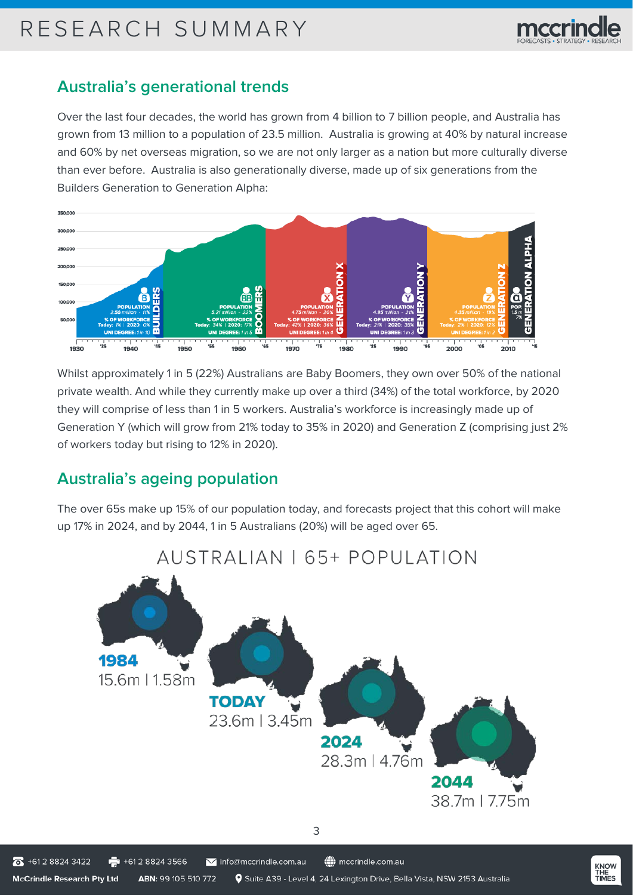## Australia's generational trends

Over the last four decades, the world has grown from 4 billion to 7 billion people, and Australia has grown from 13 million to a population of 23.5 million. Australia is growing at 40% by natural increase and 60% by net overseas migration, so we are not only larger as a nation but more culturally diverse than ever before. Australia is also generationally diverse, made up of six generations from the Builders Generation to Generation Alpha:

| Generation | Population | % of Workforce (Today) | % of Workforce (2020) | Uni Degree |
|---|---|---|---|---|
| Builders | 2.58 million - 11% | 1% | 0% | 1 in 10 |
| Boomers | 5.21 million - 22% | 34% | 17% | 1 in 5 |
| Generation X | 4.75 million - 20% | 42% | 36% | 1 in 4 |
| Generation Y | 4.95 million - 21% | 21% | 35% | 1 in 3 |
| Generation Z | 4.35 million - 19% | 2% | 12% | 1 in 2 |
| Generation Alpha | 1.5 m - 7% | | | |

Whilst approximately 1 in 5 (22%) Australians are Baby Boomers, they own over 50% of the national private wealth. And while they currently make up over a third (34%) of the total workforce, by 2020 they will comprise of less than 1 in 5 workers. Australia's workforce is increasingly made up of Generation Y (which will grow from 21% today to 35% in 2020) and Generation Z (comprising just 2% of workers today but rising to 12% in 2020).

## Australia's ageing population

The over 65s make up 15% of our population today, and forecasts project that this cohort will make up 17% in 2024, and by 2044, 1 in 5 Australians (20%) will be aged over 65.

**AUSTRALIAN | 65+ POPULATION**

| Year | Total population | 65+ population |
|---|---|---|
| 1984 | 15.6m | 1.58m |
| TODAY | 23.6m | 3.45m |
| 2024 | 28.3m | 4.76m |
| 2044 | 38.7m | 7.75m |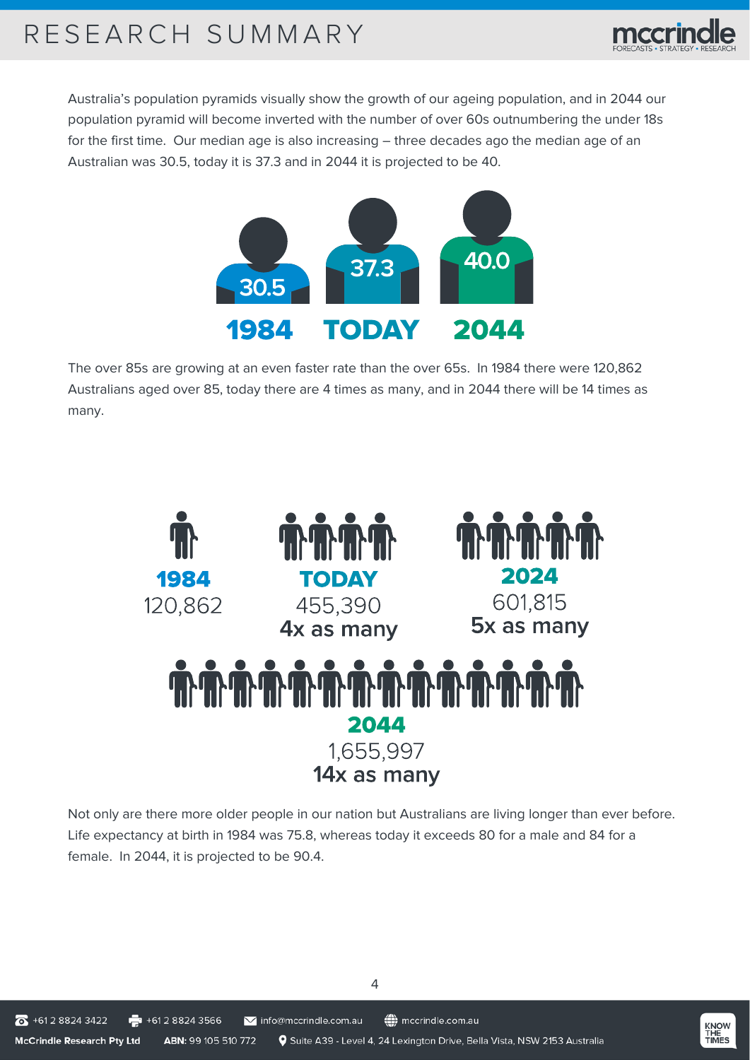Australia's population pyramids visually show the growth of our ageing population, and in 2044 our population pyramid will become inverted with the number of over 60s outnumbering the under 18s for the first time. Our median age is also increasing – three decades ago the median age of an Australian was 30.5, today it is 37.3 and in 2044 it is projected to be 40.

| 1984 | TODAY | 2044 |
| --- | --- | --- |
| 30.5 | 37.3 | 40.0 |

The over 85s are growing at an even faster rate than the over 65s. In 1984 there were 120,862 Australians aged over 85, today there are 4 times as many, and in 2044 there will be 14 times as many.

| 1984 | TODAY | 2024 | 2044 |
| --- | --- | --- | --- |
| 120,862 | 455,390 | 601,815 | 1,655,997 |
| | 4x as many | 5x as many | 14x as many |

Not only are there more older people in our nation but Australians are living longer than ever before. Life expectancy at birth in 1984 was 75.8, whereas today it exceeds 80 for a male and 84 for a female. In 2044, it is projected to be 90.4.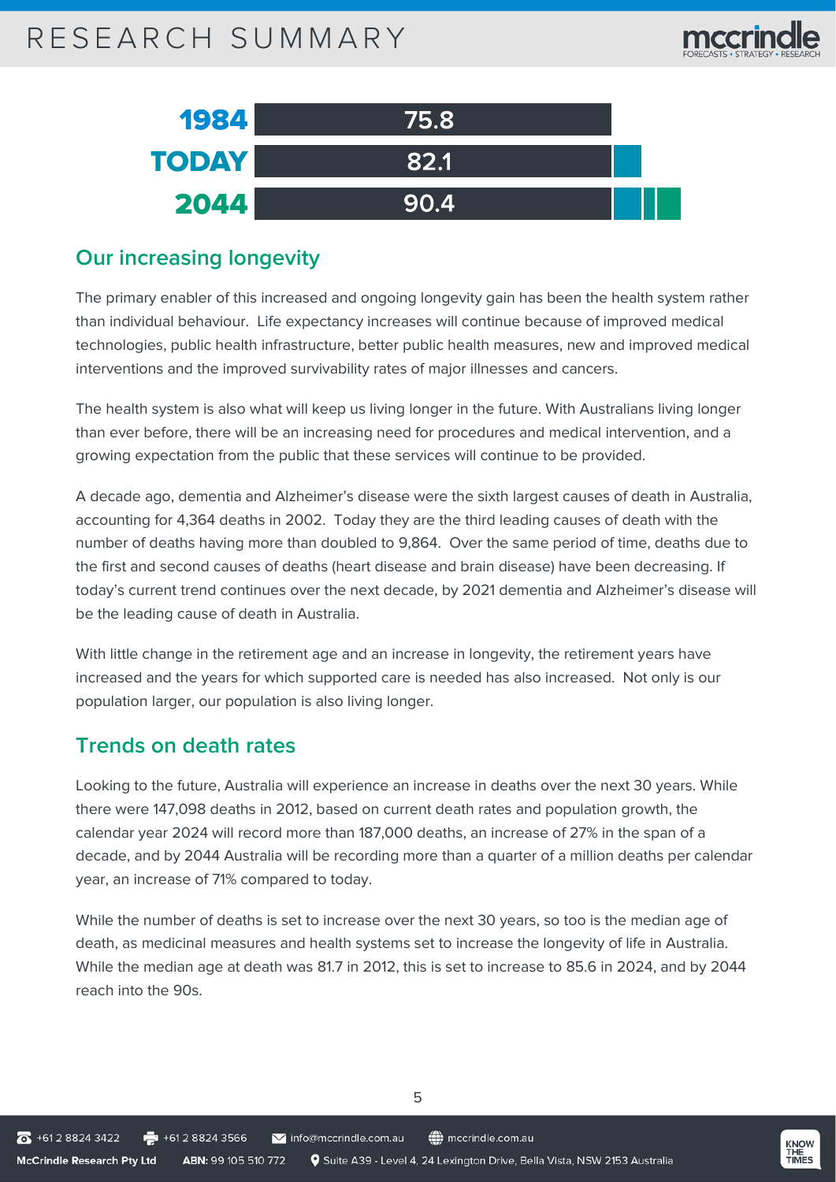| | |
|---|---|
| 1984 | 75.8 |
| TODAY | 82.1 |
| 2044 | 90.4 |

## Our increasing longevity

The primary enabler of this increased and ongoing longevity gain has been the health system rather than individual behaviour. Life expectancy increases will continue because of improved medical technologies, public health infrastructure, better public health measures, new and improved medical interventions and the improved survivability rates of major illnesses and cancers.

The health system is also what will keep us living longer in the future. With Australians living longer than ever before, there will be an increasing need for procedures and medical intervention, and a growing expectation from the public that these services will continue to be provided.

A decade ago, dementia and Alzheimer's disease were the sixth largest causes of death in Australia, accounting for 4,364 deaths in 2002. Today they are the third leading causes of death with the number of deaths having more than doubled to 9,864. Over the same period of time, deaths due to the first and second causes of deaths (heart disease and brain disease) have been decreasing. If today's current trend continues over the next decade, by 2021 dementia and Alzheimer's disease will be the leading cause of death in Australia.

With little change in the retirement age and an increase in longevity, the retirement years have increased and the years for which supported care is needed has also increased. Not only is our population larger, our population is also living longer.

## Trends on death rates

Looking to the future, Australia will experience an increase in deaths over the next 30 years. While there were 147,098 deaths in 2012, based on current death rates and population growth, the calendar year 2024 will record more than 187,000 deaths, an increase of 27% in the span of a decade, and by 2044 Australia will be recording more than a quarter of a million deaths per calendar year, an increase of 71% compared to today.

While the number of deaths is set to increase over the next 30 years, so too is the median age of death, as medicinal measures and health systems set to increase the longevity of life in Australia. While the median age at death was 81.7 in 2012, this is set to increase to 85.6 in 2024, and by 2044 reach into the 90s.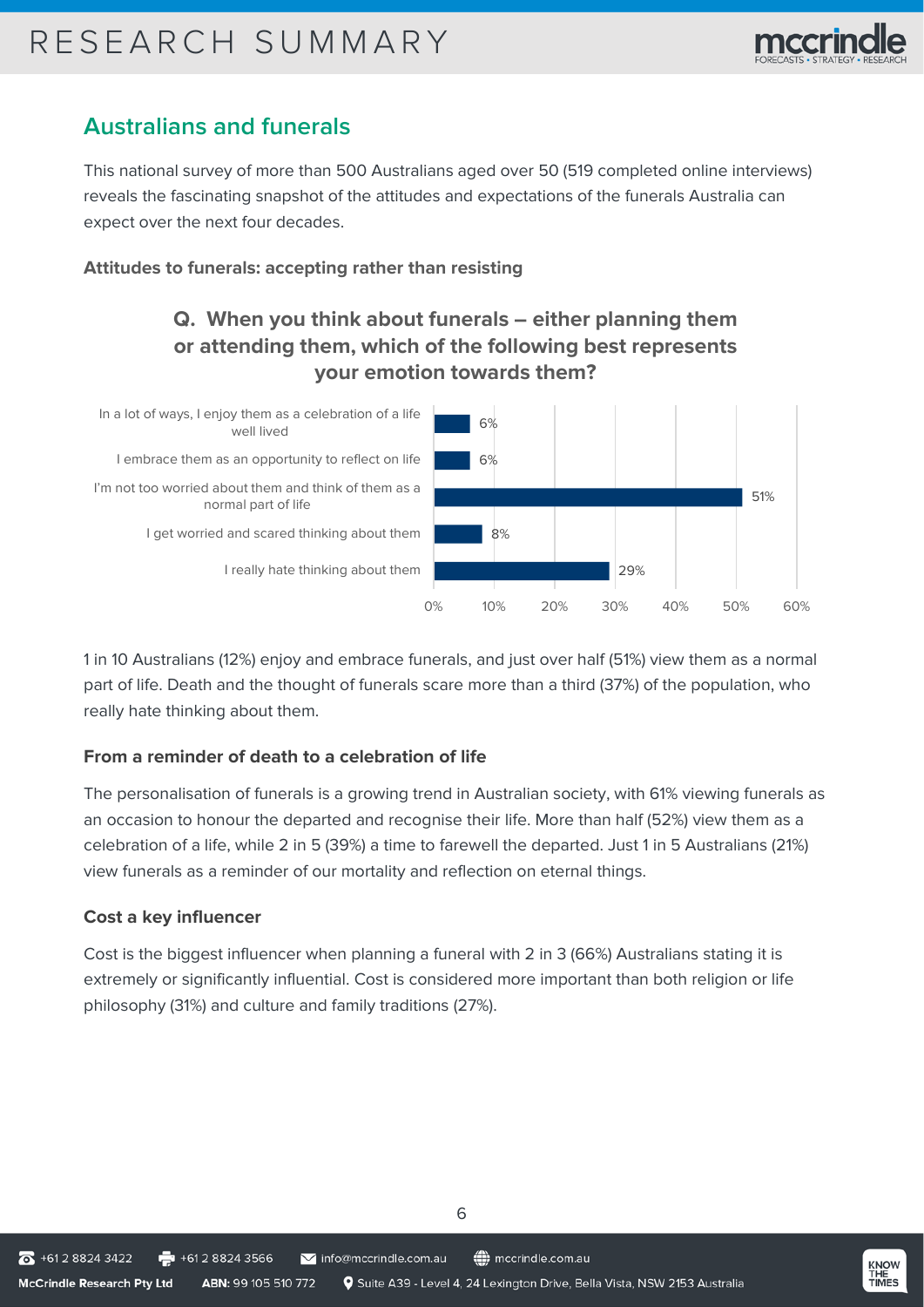## Australians and funerals

This national survey of more than 500 Australians aged over 50 (519 completed online interviews) reveals the fascinating snapshot of the attitudes and expectations of the funerals Australia can expect over the next four decades.

**Attitudes to funerals: accepting rather than resisting**

### Q. When you think about funerals – either planning them or attending them, which of the following best represents your emotion towards them?

| Response | % |
| --- | --- |
| In a lot of ways, I enjoy them as a celebration of a life well lived | 6% |
| I embrace them as an opportunity to reflect on life | 6% |
| I'm not too worried about them and think of them as a normal part of life | 51% |
| I get worried and scared thinking about them | 8% |
| I really hate thinking about them | 29% |

1 in 10 Australians (12%) enjoy and embrace funerals, and just over half (51%) view them as a normal part of life. Death and the thought of funerals scare more than a third (37%) of the population, who really hate thinking about them.

### From a reminder of death to a celebration of life

The personalisation of funerals is a growing trend in Australian society, with 61% viewing funerals as an occasion to honour the departed and recognise their life. More than half (52%) view them as a celebration of a life, while 2 in 5 (39%) a time to farewell the departed. Just 1 in 5 Australians (21%) view funerals as a reminder of our mortality and reflection on eternal things.

### Cost a key influencer

Cost is the biggest influencer when planning a funeral with 2 in 3 (66%) Australians stating it is extremely or significantly influential. Cost is considered more important than both religion or life philosophy (31%) and culture and family traditions (27%).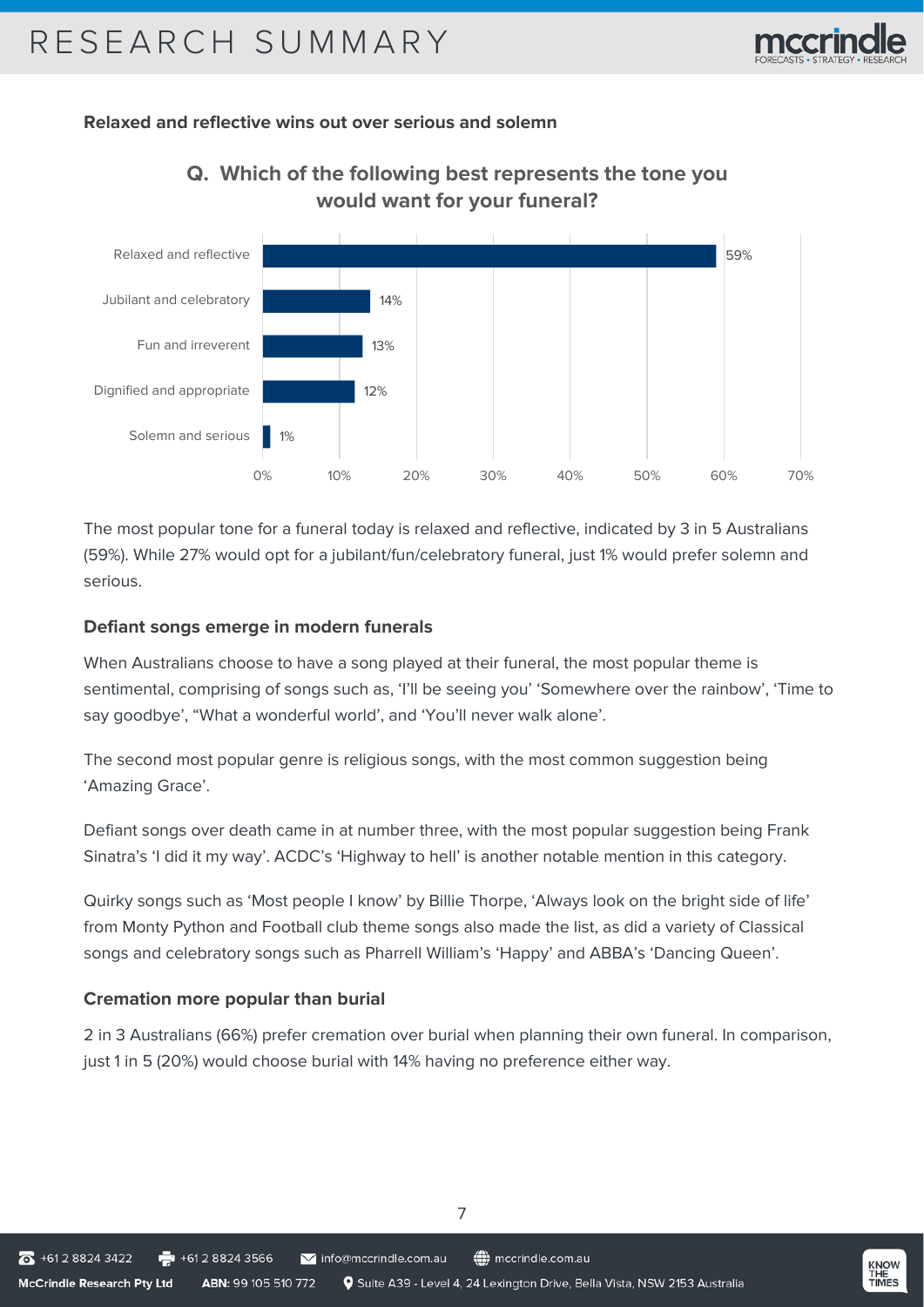**Relaxed and reflective wins out over serious and solemn**

**Q. Which of the following best represents the tone you would want for your funeral?**

| Tone | % |
| --- | --- |
| Relaxed and reflective | 59% |
| Jubilant and celebratory | 14% |
| Fun and irreverent | 13% |
| Dignified and appropriate | 12% |
| Solemn and serious | 1% |

The most popular tone for a funeral today is relaxed and reflective, indicated by 3 in 5 Australians (59%). While 27% would opt for a jubilant/fun/celebratory funeral, just 1% would prefer solemn and serious.

**Defiant songs emerge in modern funerals**

When Australians choose to have a song played at their funeral, the most popular theme is sentimental, comprising of songs such as, 'I'll be seeing you' 'Somewhere over the rainbow', 'Time to say goodbye', "What a wonderful world', and 'You'll never walk alone'.

The second most popular genre is religious songs, with the most common suggestion being 'Amazing Grace'.

Defiant songs over death came in at number three, with the most popular suggestion being Frank Sinatra's 'I did it my way'. ACDC's 'Highway to hell' is another notable mention in this category.

Quirky songs such as 'Most people I know' by Billie Thorpe, 'Always look on the bright side of life' from Monty Python and Football club theme songs also made the list, as did a variety of Classical songs and celebratory songs such as Pharrell William's 'Happy' and ABBA's 'Dancing Queen'.

**Cremation more popular than burial**

2 in 3 Australians (66%) prefer cremation over burial when planning their own funeral. In comparison, just 1 in 5 (20%) would choose burial with 14% having no preference either way.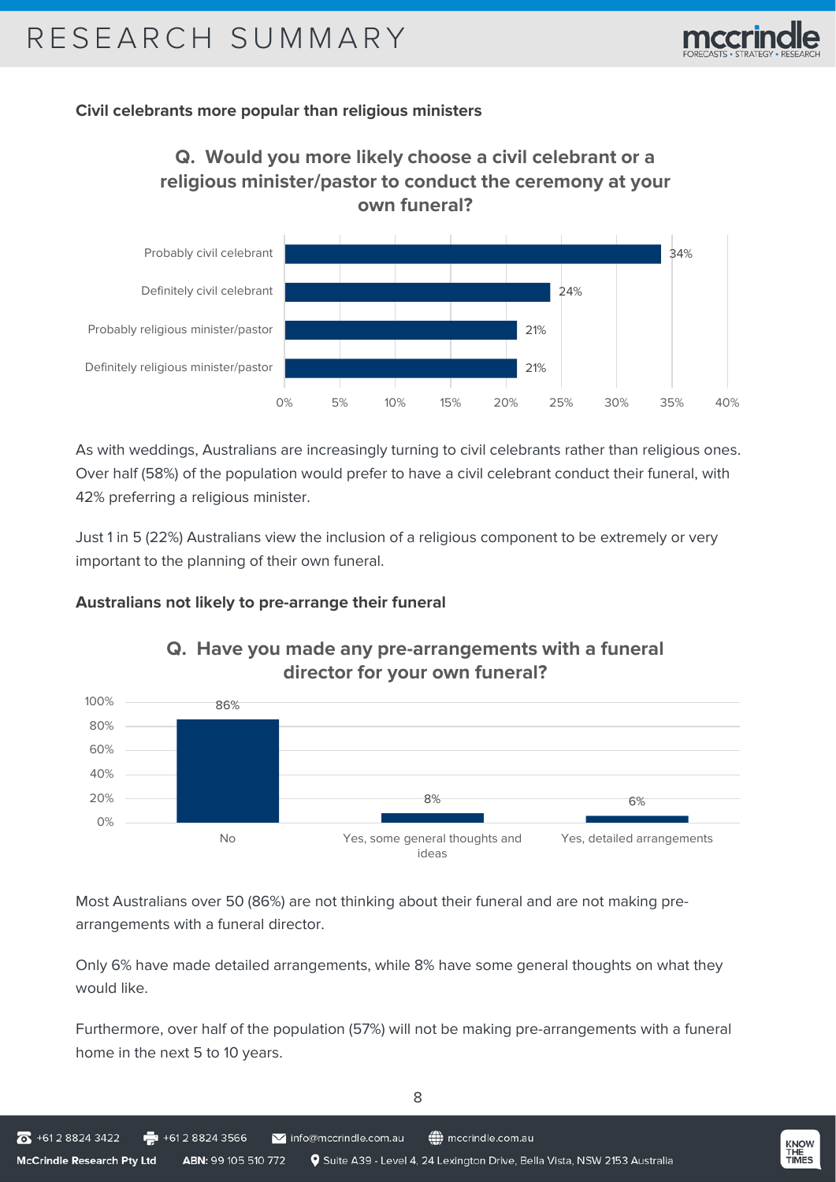**Civil celebrants more popular than religious ministers**

**Q. Would you more likely choose a civil celebrant or a religious minister/pastor to conduct the ceremony at your own funeral?**

| Response | % |
| --- | --- |
| Probably civil celebrant | 34% |
| Definitely civil celebrant | 24% |
| Probably religious minister/pastor | 21% |
| Definitely religious minister/pastor | 21% |

As with weddings, Australians are increasingly turning to civil celebrants rather than religious ones. Over half (58%) of the population would prefer to have a civil celebrant conduct their funeral, with 42% preferring a religious minister.

Just 1 in 5 (22%) Australians view the inclusion of a religious component to be extremely or very important to the planning of their own funeral.

**Australians not likely to pre-arrange their funeral**

**Q. Have you made any pre-arrangements with a funeral director for your own funeral?**

| Response | % |
| --- | --- |
| No | 86% |
| Yes, some general thoughts and ideas | 8% |
| Yes, detailed arrangements | 6% |

Most Australians over 50 (86%) are not thinking about their funeral and are not making pre-arrangements with a funeral director.

Only 6% have made detailed arrangements, while 8% have some general thoughts on what they would like.

Furthermore, over half of the population (57%) will not be making pre-arrangements with a funeral home in the next 5 to 10 years.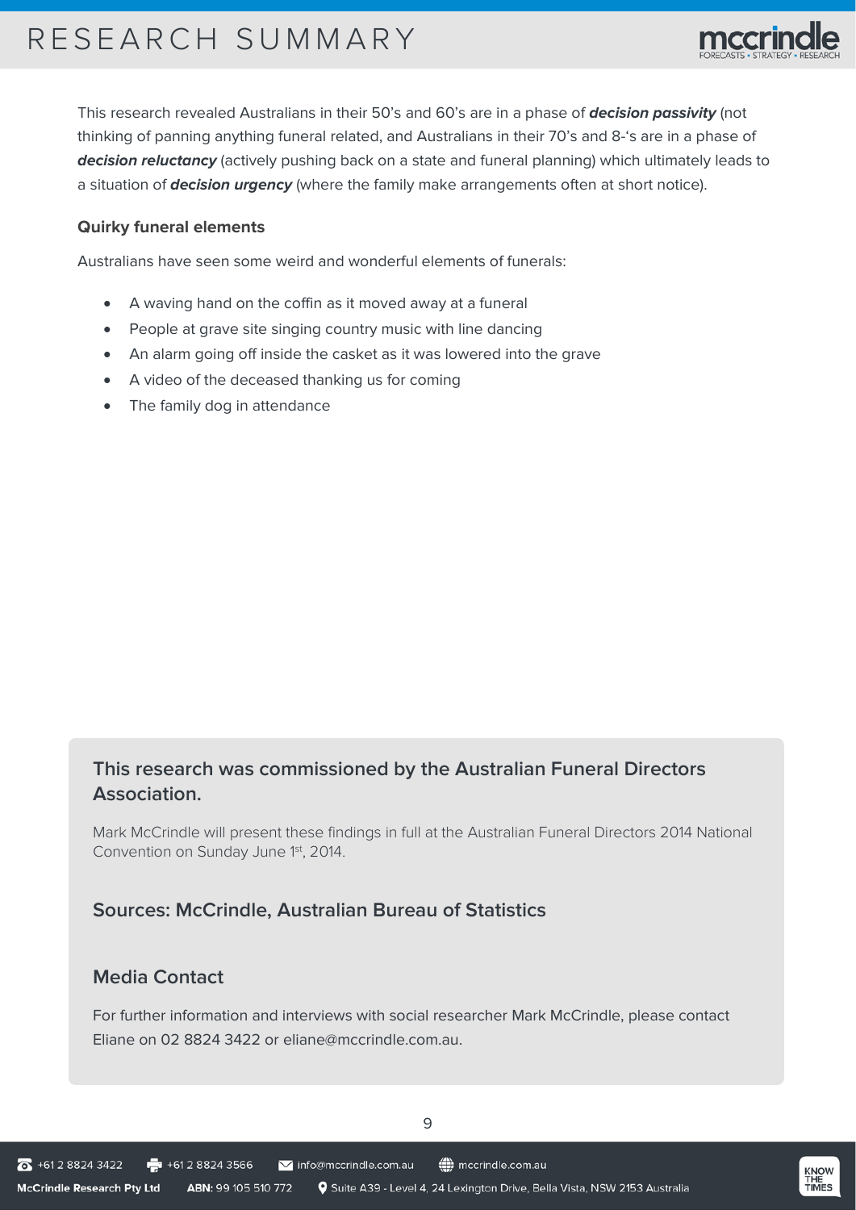This research revealed Australians in their 50's and 60's are in a phase of ***decision passivity*** (not thinking of panning anything funeral related, and Australians in their 70's and 8-'s are in a phase of ***decision reluctancy*** (actively pushing back on a state and funeral planning) which ultimately leads to a situation of ***decision urgency*** (where the family make arrangements often at short notice).

**Quirky funeral elements**

Australians have seen some weird and wonderful elements of funerals:

- A waving hand on the coffin as it moved away at a funeral
- People at grave site singing country music with line dancing
- An alarm going off inside the casket as it was lowered into the grave
- A video of the deceased thanking us for coming
- The family dog in attendance

## This research was commissioned by the Australian Funeral Directors Association.

Mark McCrindle will present these findings in full at the Australian Funeral Directors 2014 National Convention on Sunday June 1st, 2014.

## Sources: McCrindle, Australian Bureau of Statistics

## Media Contact

For further information and interviews with social researcher Mark McCrindle, please contact Eliane on 02 8824 3422 or eliane@mccrindle.com.au.